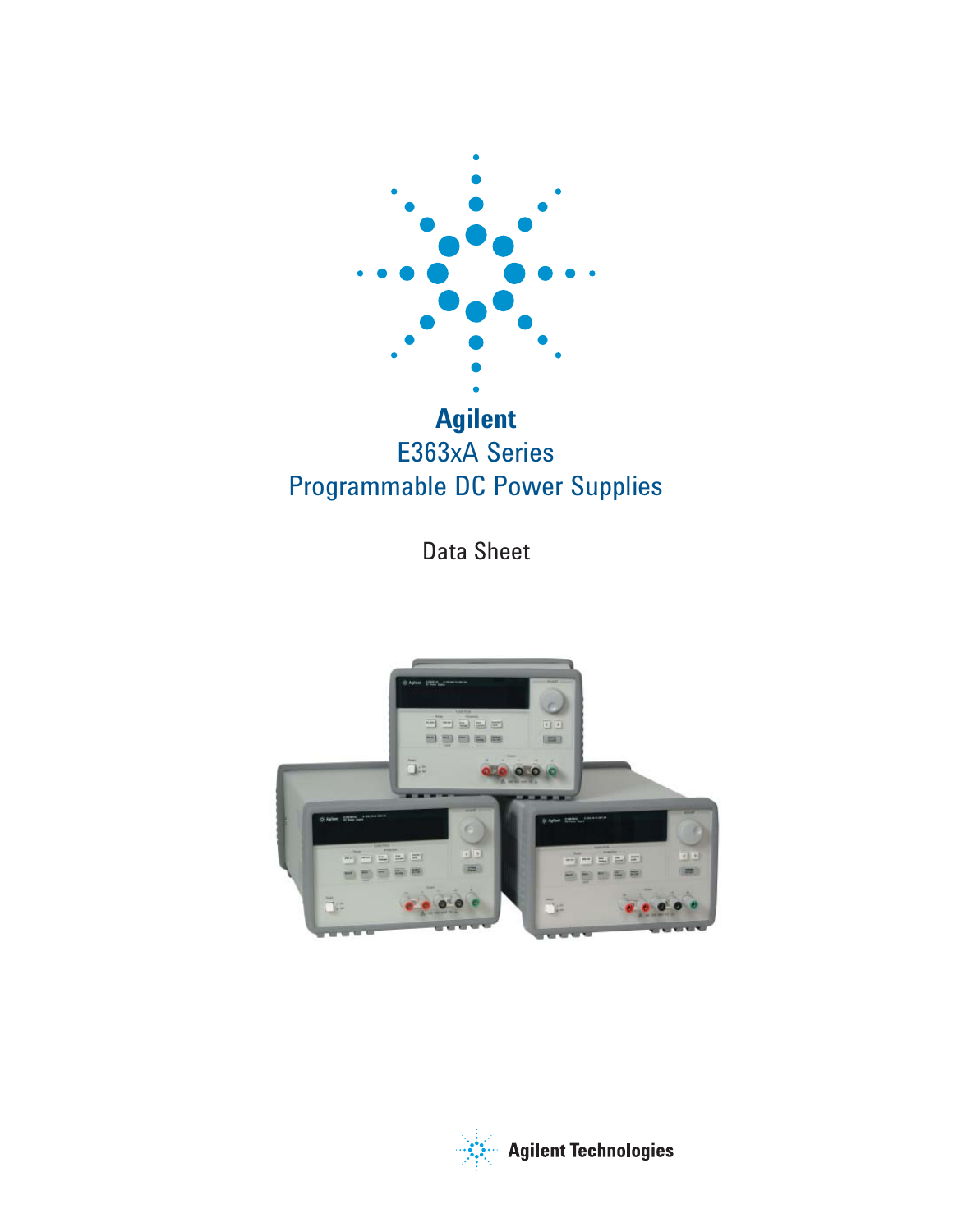# Agilent

## E363xA Series Programmable DC Power Supplies

Data Sheet

Agilent Technologies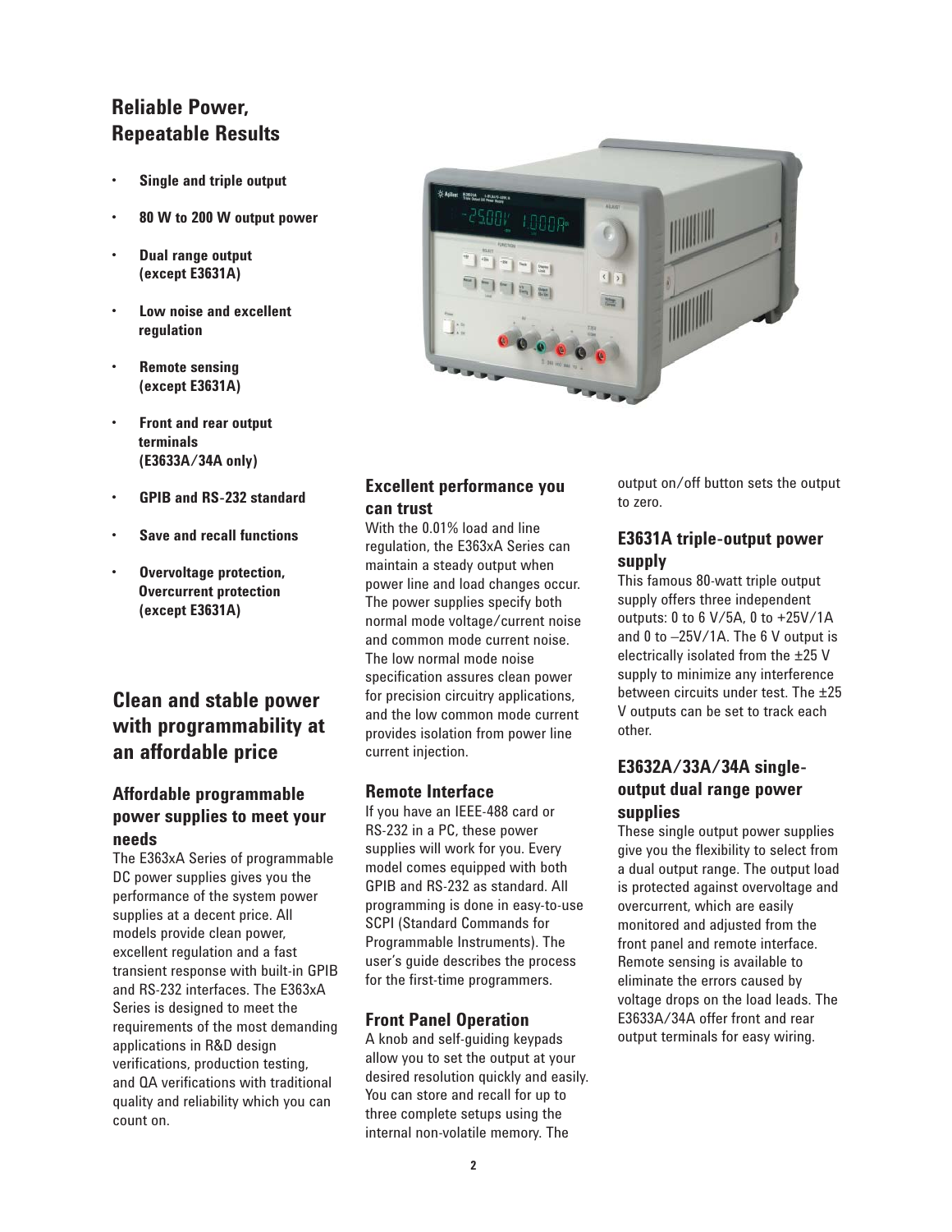## Reliable Power, Repeatable Results

- **Single and triple output**
- **80 W to 200 W output power**
- **Dual range output (except E3631A)**
- **Low noise and excellent regulation**
- **Remote sensing (except E3631A)**
- **Front and rear output terminals (E3633A/34A only)**
- **GPIB and RS-232 standard**
- **Save and recall functions**
- **Overvoltage protection, Overcurrent protection (except E3631A)**

## Clean and stable power with programmability at an affordable price

### Affordable programmable power supplies to meet your needs

The E363xA Series of programmable DC power supplies gives you the performance of the system power supplies at a decent price. All models provide clean power, excellent regulation and a fast transient response with built-in GPIB and RS-232 interfaces. The E363xA Series is designed to meet the requirements of the most demanding applications in R&D design verifications, production testing, and QA verifications with traditional quality and reliability which you can count on.

### Excellent performance you can trust

With the 0.01% load and line regulation, the E363xA Series can maintain a steady output when power line and load changes occur. The power supplies specify both normal mode voltage/current noise and common mode current noise. The low normal mode noise specification assures clean power for precision circuitry applications, and the low common mode current provides isolation from power line current injection.

### Remote Interface

If you have an IEEE-488 card or RS-232 in a PC, these power supplies will work for you. Every model comes equipped with both GPIB and RS-232 as standard. All programming is done in easy-to-use SCPI (Standard Commands for Programmable Instruments). The user's guide describes the process for the first-time programmers.

### Front Panel Operation

A knob and self-guiding keypads allow you to set the output at your desired resolution quickly and easily. You can store and recall for up to three complete setups using the internal non-volatile memory. The output on/off button sets the output to zero.

### E3631A triple-output power supply

This famous 80-watt triple output supply offers three independent outputs: 0 to 6 V/5A, 0 to +25V/1A and 0 to –25V/1A. The 6 V output is electrically isolated from the ±25 V supply to minimize any interference between circuits under test. The ±25 V outputs can be set to track each other.

### E3632A/33A/34A single-output dual range power supplies

These single output power supplies give you the flexibility to select from a dual output range. The output load is protected against overvoltage and overcurrent, which are easily monitored and adjusted from the front panel and remote interface. Remote sensing is available to eliminate the errors caused by voltage drops on the load leads. The E3633A/34A offer front and rear output terminals for easy wiring.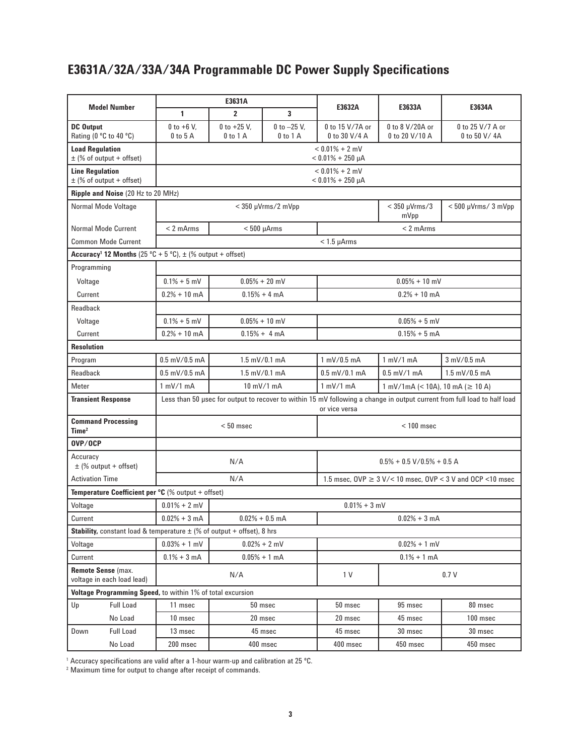# E3631A/32A/33A/34A Programmable DC Power Supply Specifications

| Model Number | | E3631A 1 | E3631A 2 | E3631A 3 | E3632A | E3633A | E3634A |
|---|---|---|---|---|---|---|---|
| **DC Output** Rating (0 °C to 40 °C) | | 0 to +6 V, 0 to 5 A | 0 to +25 V, 0 to 1 A | 0 to –25 V, 0 to 1 A | 0 to 15 V/7A or 0 to 30 V/4 A | 0 to 8 V/20A or 0 to 20 V/10 A | 0 to 25 V/7 A or 0 to 50 V/ 4A |
| **Load Regulation** ± (% of output + offset) | | < 0.01% + 2 mV < 0.01% + 250 μA | | | | | |
| **Line Regulation** ± (% of output + offset) | | < 0.01% + 2 mV < 0.01% + 250 μA | | | | | |
| **Ripple and Noise** (20 Hz to 20 MHz) | | | | | | | |
| Normal Mode Voltage | | < 350 μVrms/2 mVpp | | | | < 350 μVrms/3 mVpp | < 500 μVrms/ 3 mVpp |
| Normal Mode Current | | < 2 mArms | < 500 μArms | | < 2 mArms | | |
| Common Mode Current | | < 1.5 μArms | | | | | |
| **Accuracy[1] 12 Months** (25 °C + 5 °C), ± (% output + offset) | | | | | | | |
| Programming | | | | | | | |
| Voltage | | 0.1% + 5 mV | 0.05% + 20 mV | | 0.05% + 10 mV | | |
| Current | | 0.2% + 10 mA | 0.15% + 4 mA | | 0.2% + 10 mA | | |
| Readback | | | | | | | |
| Voltage | | 0.1% + 5 mV | 0.05% + 10 mV | | 0.05% + 5 mV | | |
| Current | | 0.2% + 10 mA | 0.15% + 4 mA | | 0.15% + 5 mA | | |
| **Resolution** | | | | | | | |
| Program | | 0.5 mV/0.5 mA | 1.5 mV/0.1 mA | | 1 mV/0.5 mA | 1 mV/1 mA | 3 mV/0.5 mA |
| Readback | | 0.5 mV/0.5 mA | 1.5 mV/0.1 mA | | 0.5 mV/0.1 mA | 0.5 mV/1 mA | 1.5 mV/0.5 mA |
| Meter | | 1 mV/1 mA | 10 mV/1 mA | | 1 mV/1 mA | 1 mV/1mA (< 10A), 10 mA (≥ 10 A) | |
| **Transient Response** | | Less than 50 μsec for output to recover to within 15 mV following a change in output current from full load to half load or vice versa | | | | | |
| **Command Processing Time[2]** | | < 50 msec | | | < 100 msec | | |
| **OVP/OCP** | | | | | | | |
| Accuracy ± (% output + offset) | | N/A | | | 0.5% + 0.5 V/0.5% + 0.5 A | | |
| Activation Time | | N/A | | | 1.5 msec, OVP ≥ 3 V/< 10 msec, OVP < 3 V and OCP <10 msec | | |
| **Temperature Coefficient per °C** (% output + offset) | | | | | | | |
| Voltage | | 0.01% + 2 mV | 0.01% + 3 mV | | | | |
| Current | | 0.02% + 3 mA | 0.02% + 0.5 mA | | 0.02% + 3 mA | | |
| **Stability,** constant load & temperature ± (% of output + offset), 8 hrs | | | | | | | |
| Voltage | | 0.03% + 1 mV | 0.02% + 2 mV | | 0.02% + 1 mV | | |
| Current | | 0.1% + 3 mA | 0.05% + 1 mA | | 0.1% + 1 mA | | |
| **Remote Sense** (max. voltage in each load lead) | | N/A | | | 1 V | 0.7 V | |
| **Voltage Programming Speed,** to within 1% of total excursion | | | | | | | |
| Up | Full Load | 11 msec | 50 msec | | 50 msec | 95 msec | 80 msec |
| | No Load | 10 msec | 20 msec | | 20 msec | 45 msec | 100 msec |
| Down | Full Load | 13 msec | 45 msec | | 45 msec | 30 msec | 30 msec |
| | No Load | 200 msec | 400 msec | | 400 msec | 450 msec | 450 msec |

[1] Accuracy specifications are valid after a 1-hour warm-up and calibration at 25 °C.

[2] Maximum time for output to change after receipt of commands.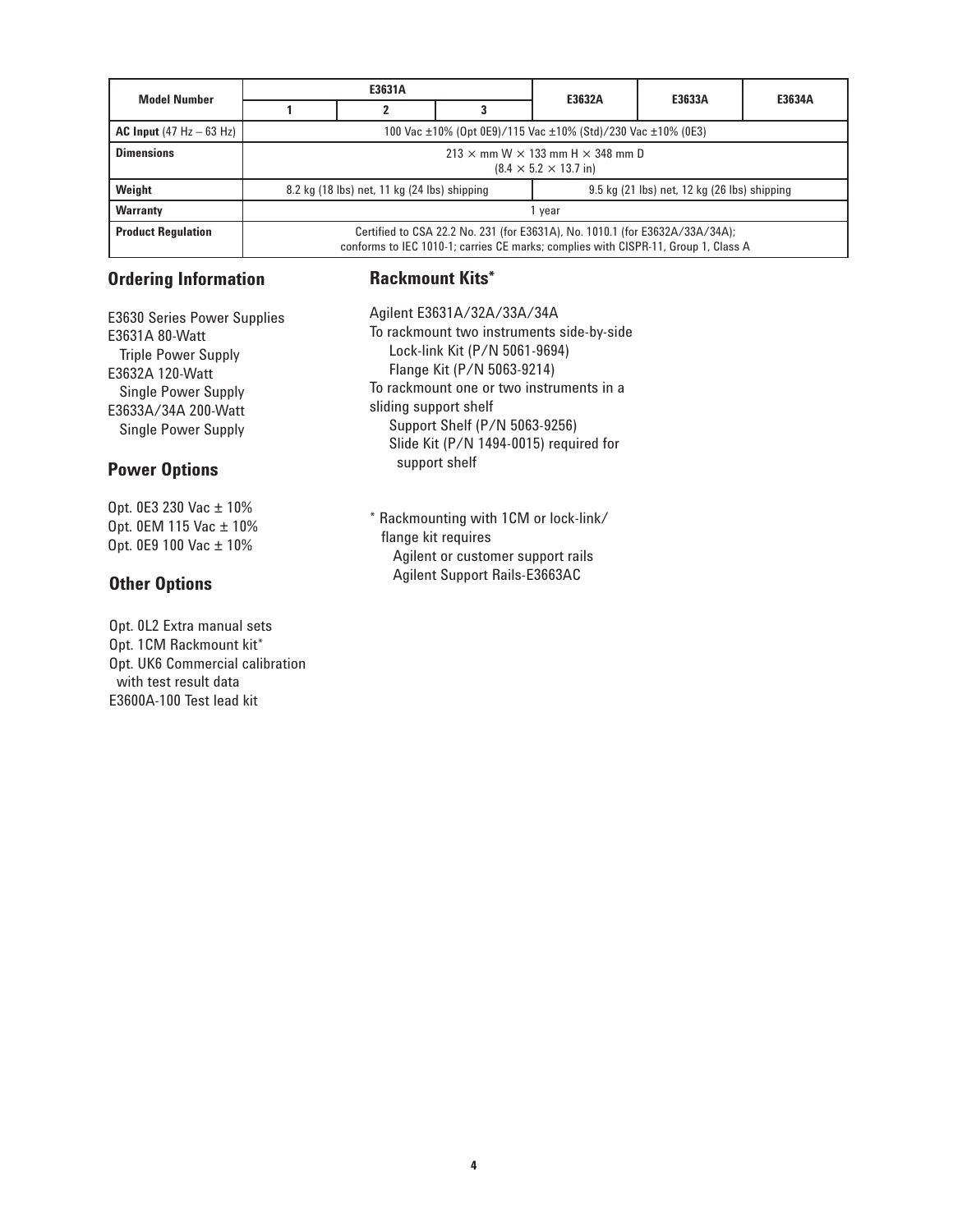| Model Number | E3631A | | | E3632A | E3633A | E3634A |
|---|---|---|---|---|---|---|
| | 1 | 2 | 3 | | | |
| **AC Input** (47 Hz – 63 Hz) | 100 Vac ±10% (Opt 0E9)/115 Vac ±10% (Std)/230 Vac ±10% (0E3) | | | | | |
| **Dimensions** | 213 × mm W × 133 mm H × 348 mm D (8.4 × 5.2 × 13.7 in) | | | | | |
| **Weight** | 8.2 kg (18 lbs) net, 11 kg (24 lbs) shipping | | | 9.5 kg (21 lbs) net, 12 kg (26 lbs) shipping | | |
| **Warranty** | 1 year | | | | | |
| **Product Regulation** | Certified to CSA 22.2 No. 231 (for E3631A), No. 1010.1 (for E3632A/33A/34A); conforms to IEC 1010-1; carries CE marks; complies with CISPR-11, Group 1, Class A | | | | | |

## Ordering Information

E3630 Series Power Supplies
E3631A 80-Watt
Triple Power Supply
E3632A 120-Watt
Single Power Supply
E3633A/34A 200-Watt
Single Power Supply

## Power Options

Opt. 0E3 230 Vac ± 10%
Opt. 0EM 115 Vac ± 10%
Opt. 0E9 100 Vac ± 10%

## Other Options

Opt. 0L2 Extra manual sets
Opt. 1CM Rackmount kit*
Opt. UK6 Commercial calibration with test result data
E3600A-100 Test lead kit

## Rackmount Kits*

Agilent E3631A/32A/33A/34A
To rackmount two instruments side-by-side
Lock-link Kit (P/N 5061-9694)
Flange Kit (P/N 5063-9214)
To rackmount one or two instruments in a sliding support shelf
Support Shelf (P/N 5063-9256)
Slide Kit (P/N 1494-0015) required for support shelf

* Rackmounting with 1CM or lock-link/flange kit requires
Agilent or customer support rails
Agilent Support Rails-E3663AC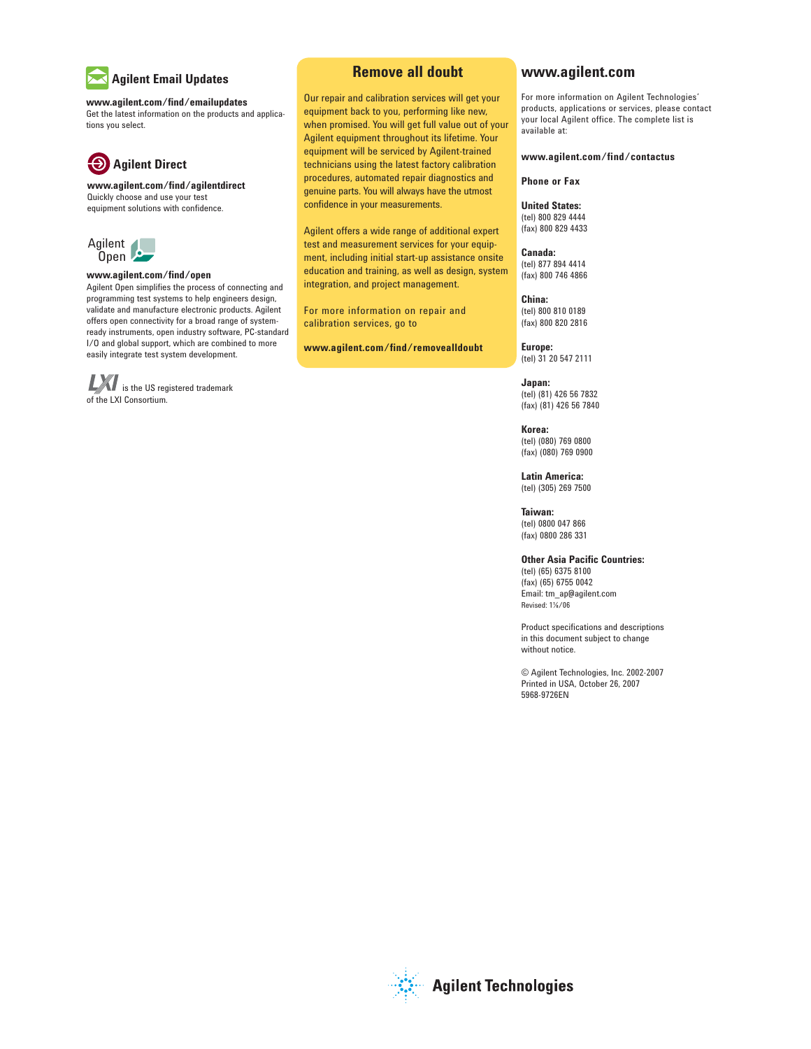## Agilent Email Updates

**www.agilent.com/find/emailupdates**
Get the latest information on the products and applications you select.

## Agilent Direct

**www.agilent.com/find/agilentdirect**
Quickly choose and use your test equipment solutions with confidence.

## Agilent Open

**www.agilent.com/find/open**
Agilent Open simplifies the process of connecting and programming test systems to help engineers design, validate and manufacture electronic products. Agilent offers open connectivity for a broad range of system-ready instruments, open industry software, PC-standard I/O and global support, which are combined to more easily integrate test system development.

LXI is the US registered trademark of the LXI Consortium.

## Remove all doubt

Our repair and calibration services will get your equipment back to you, performing like new, when promised. You will get full value out of your Agilent equipment throughout its lifetime. Your equipment will be serviced by Agilent-trained technicians using the latest factory calibration procedures, automated repair diagnostics and genuine parts. You will always have the utmost confidence in your measurements.

Agilent offers a wide range of additional expert test and measurement services for your equipment, including initial start-up assistance onsite education and training, as well as design, system integration, and project management.

For more information on repair and calibration services, go to

**www.agilent.com/find/removealldoubt**

## www.agilent.com

For more information on Agilent Technologies' products, applications or services, please contact your local Agilent office. The complete list is available at:

**www.agilent.com/find/contactus**

**Phone or Fax**

**United States:**
(tel) 800 829 4444
(fax) 800 829 4433

**Canada:**
(tel) 877 894 4414
(fax) 800 746 4866

**China:**
(tel) 800 810 0189
(fax) 800 820 2816

**Europe:**
(tel) 31 20 547 2111

**Japan:**
(tel) (81) 426 56 7832
(fax) (81) 426 56 7840

**Korea:**
(tel) (080) 769 0800
(fax) (080) 769 0900

**Latin America:**
(tel) (305) 269 7500

**Taiwan:**
(tel) 0800 047 866
(fax) 0800 286 331

**Other Asia Pacific Countries:**
(tel) (65) 6375 8100
(fax) (65) 6755 0042
Email: tm_ap@agilent.com
Revised: 1¼/06

Product specifications and descriptions in this document subject to change without notice.

© Agilent Technologies, Inc. 2002-2007
Printed in USA, October 26, 2007
5968-9726EN

Agilent Technologies